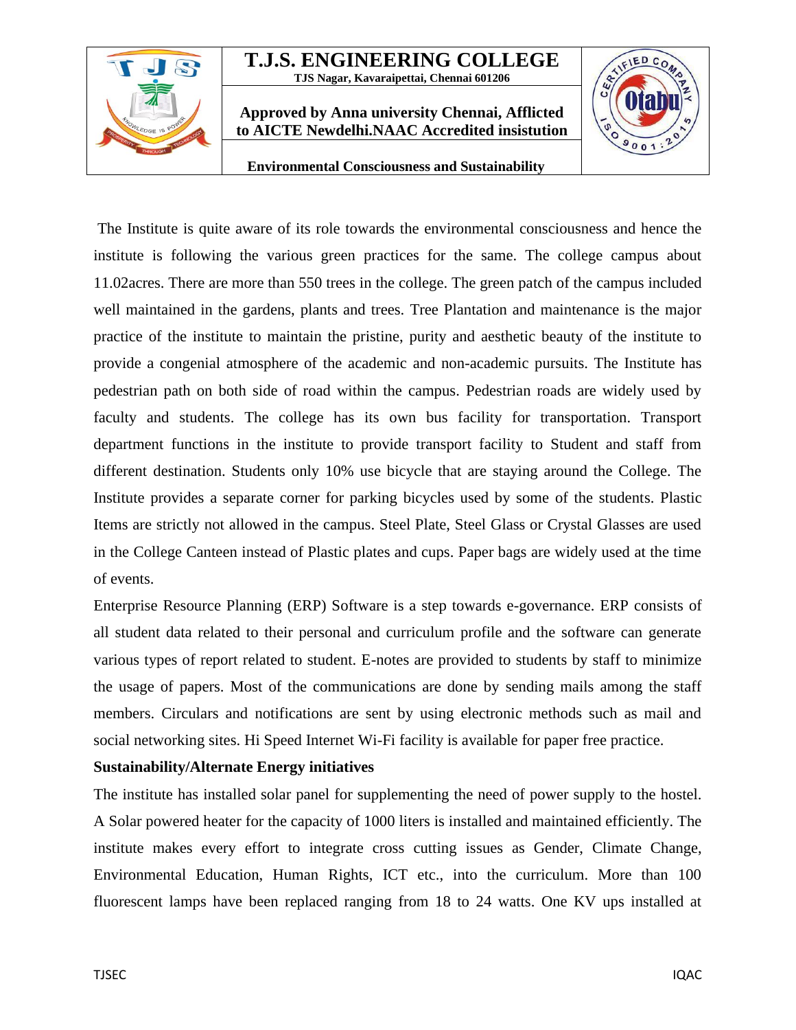# T.J.S. ENGINEERING COLLEGE

**TJS Nagar, Kavaraipettai, Chennai 601206**

**Approved by Anna university Chennai, Afflicted to AICTE Newdelhi.NAAC Accredited insistution**

**Environmental Consciousness and Sustainability**

The Institute is quite aware of its role towards the environmental consciousness and hence the institute is following the various green practices for the same. The college campus about 11.02acres. There are more than 550 trees in the college. The green patch of the campus included well maintained in the gardens, plants and trees. Tree Plantation and maintenance is the major practice of the institute to maintain the pristine, purity and aesthetic beauty of the institute to provide a congenial atmosphere of the academic and non-academic pursuits. The Institute has pedestrian path on both side of road within the campus. Pedestrian roads are widely used by faculty and students. The college has its own bus facility for transportation. Transport department functions in the institute to provide transport facility to Student and staff from different destination. Students only 10% use bicycle that are staying around the College. The Institute provides a separate corner for parking bicycles used by some of the students. Plastic Items are strictly not allowed in the campus. Steel Plate, Steel Glass or Crystal Glasses are used in the College Canteen instead of Plastic plates and cups. Paper bags are widely used at the time of events.

Enterprise Resource Planning (ERP) Software is a step towards e-governance. ERP consists of all student data related to their personal and curriculum profile and the software can generate various types of report related to student. E-notes are provided to students by staff to minimize the usage of papers. Most of the communications are done by sending mails among the staff members. Circulars and notifications are sent by using electronic methods such as mail and social networking sites. Hi Speed Internet Wi-Fi facility is available for paper free practice.

**Sustainability/Alternate Energy initiatives**

The institute has installed solar panel for supplementing the need of power supply to the hostel. A Solar powered heater for the capacity of 1000 liters is installed and maintained efficiently. The institute makes every effort to integrate cross cutting issues as Gender, Climate Change, Environmental Education, Human Rights, ICT etc., into the curriculum. More than 100 fluorescent lamps have been replaced ranging from 18 to 24 watts. One KV ups installed at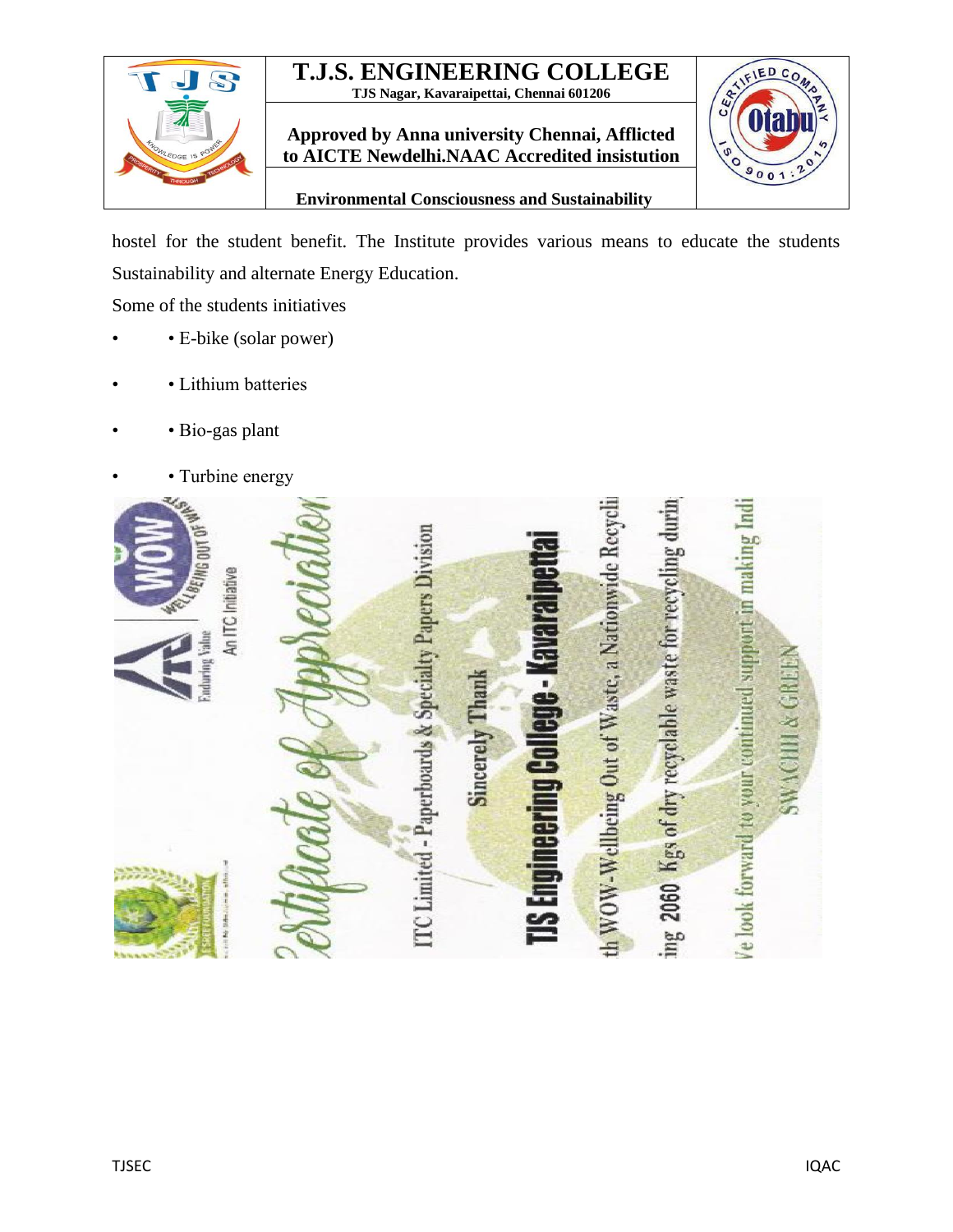hostel for the student benefit. The Institute provides various means to educate the students Sustainability and alternate Energy Education.

Some of the students initiatives

- • E-bike (solar power)
- • Lithium batteries
- • Bio-gas plant
- • Turbine energy

WOW WELLBEING OUT OF WASTE

ITC Enduring Value An ITC Initiative

Certificate of Appreciation

ITC Limited - Paperboards & Specialty Papers Division

Sincerely Thank

TJS Engineering College - Kavaraipettai

th WOW-Wellbeing Out of Waste, a Nationwide Recycli

ing 2060 Kgs of dry recyclable waste for recycling durin

We look forward to your continued support in making Indi

SWACHH & GREEN